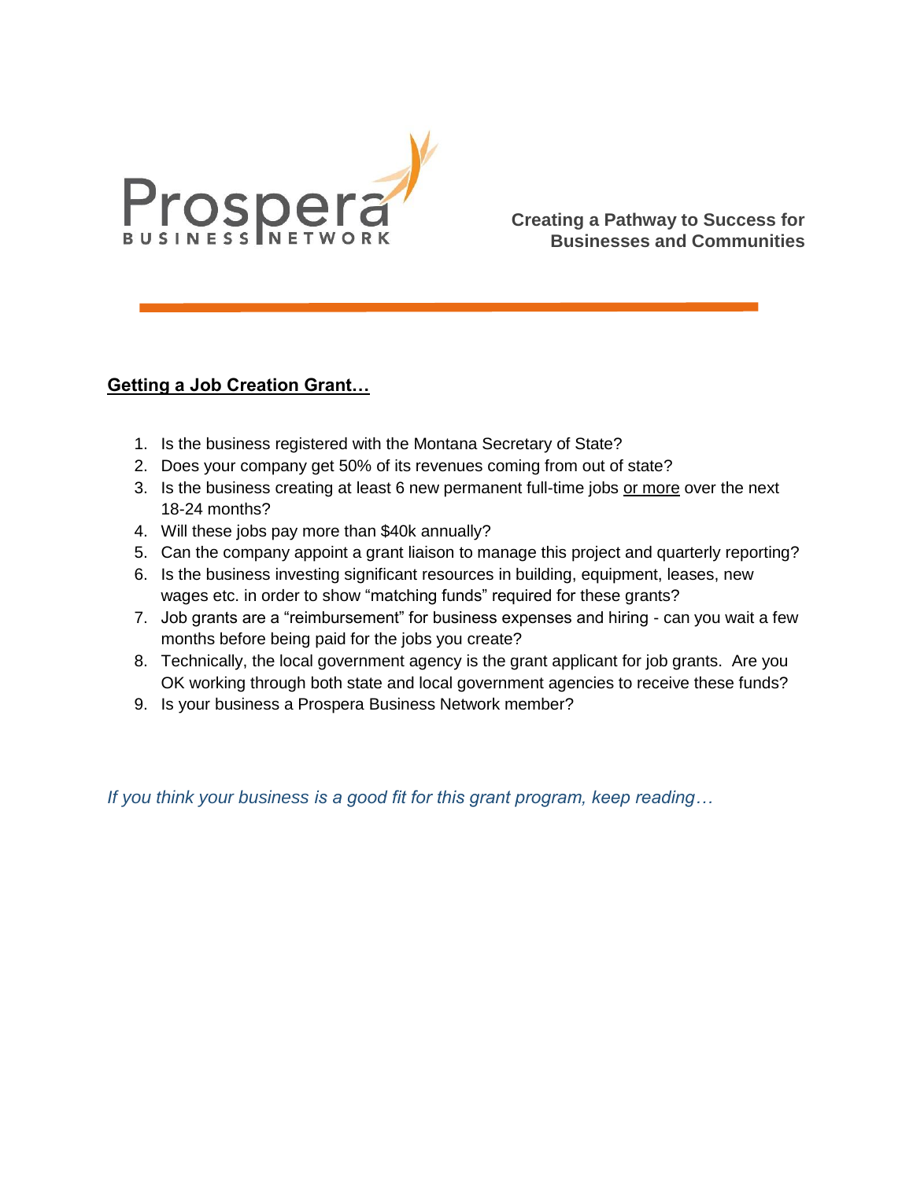Prospera BUSINESS NETWORK

**Creating a Pathway to Success for Businesses and Communities**

## Getting a Job Creation Grant…

1. Is the business registered with the Montana Secretary of State?
2. Does your company get 50% of its revenues coming from out of state?
3. Is the business creating at least 6 new permanent full-time jobs <u>or more</u> over the next 18-24 months?
4. Will these jobs pay more than $40k annually?
5. Can the company appoint a grant liaison to manage this project and quarterly reporting?
6. Is the business investing significant resources in building, equipment, leases, new wages etc. in order to show "matching funds" required for these grants?
7. Job grants are a "reimbursement" for business expenses and hiring - can you wait a few months before being paid for the jobs you create?
8. Technically, the local government agency is the grant applicant for job grants. Are you OK working through both state and local government agencies to receive these funds?
9. Is your business a Prospera Business Network member?

*If you think your business is a good fit for this grant program, keep reading…*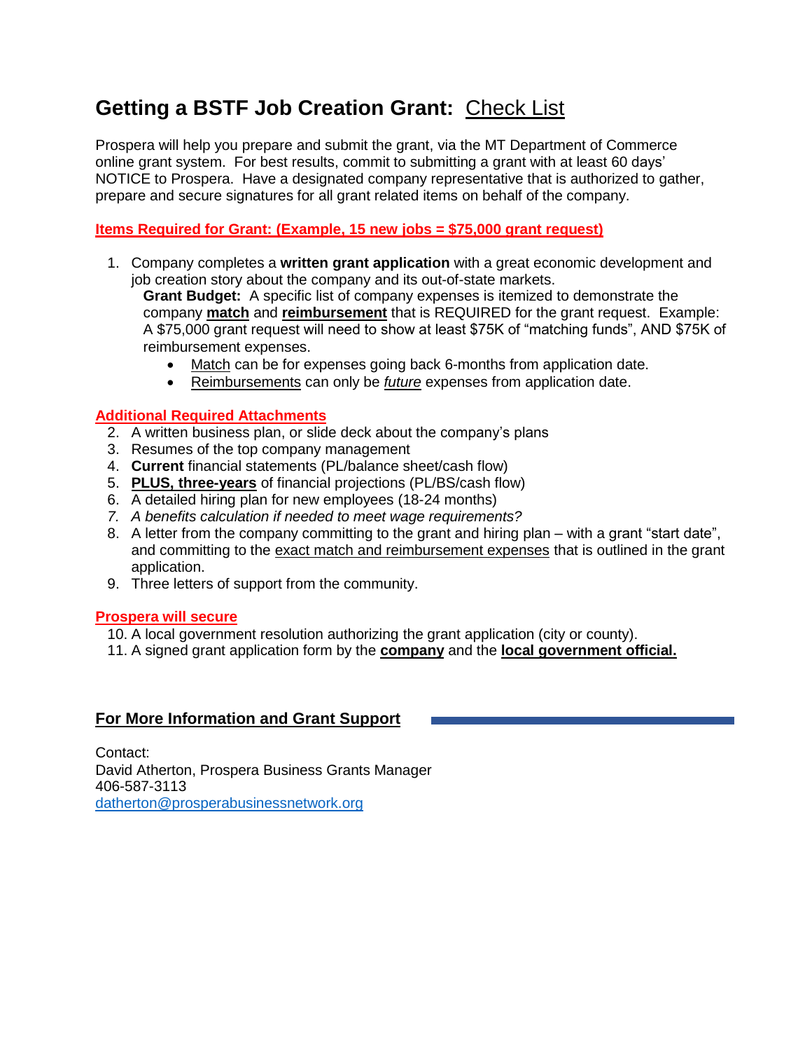# Getting a BSTF Job Creation Grant: Check List

Prospera will help you prepare and submit the grant, via the MT Department of Commerce online grant system. For best results, commit to submitting a grant with at least 60 days' NOTICE to Prospera. Have a designated company representative that is authorized to gather, prepare and secure signatures for all grant related items on behalf of the company.

**Items Required for Grant: (Example, 15 new jobs = $75,000 grant request)**

1. Company completes a **written grant application** with a great economic development and job creation story about the company and its out-of-state markets.

   **Grant Budget:** A specific list of company expenses is itemized to demonstrate the company **match** and **reimbursement** that is REQUIRED for the grant request. Example: A $75,000 grant request will need to show at least $75K of "matching funds", AND $75K of reimbursement expenses.

   - Match can be for expenses going back 6-months from application date.
   - Reimbursements can only be *future* expenses from application date.

**Additional Required Attachments**

2. A written business plan, or slide deck about the company's plans
3. Resumes of the top company management
4. **Current** financial statements (PL/balance sheet/cash flow)
5. **PLUS, three-years** of financial projections (PL/BS/cash flow)
6. A detailed hiring plan for new employees (18-24 months)
7. *A benefits calculation if needed to meet wage requirements?*
8. A letter from the company committing to the grant and hiring plan – with a grant "start date", and committing to the exact match and reimbursement expenses that is outlined in the grant application.
9. Three letters of support from the community.

**Prospera will secure**

10. A local government resolution authorizing the grant application (city or county).
11. A signed grant application form by the **company** and the **local government official.**

## For More Information and Grant Support

Contact:
David Atherton, Prospera Business Grants Manager
406-587-3113
datherton@prosperabusinessnetwork.org